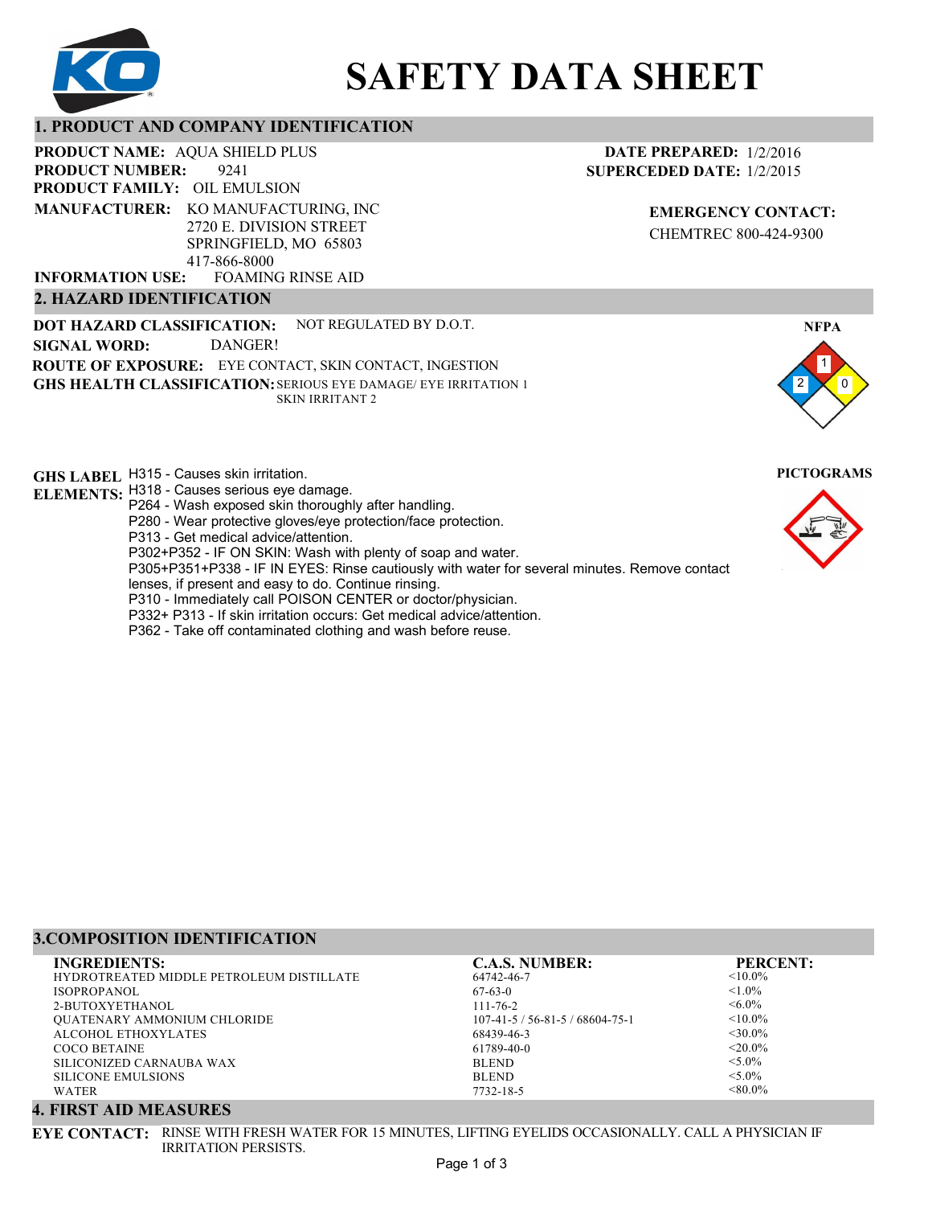# SAFETY DATA SHEET

## 1. PRODUCT AND COMPANY IDENTIFICATION

**PRODUCT NAME:** AQUA SHIELD PLUS
**PRODUCT NUMBER:** 9241
**PRODUCT FAMILY:** OIL EMULSION
**MANUFACTURER:** KO MANUFACTURING, INC
2720 E. DIVISION STREET
SPRINGFIELD, MO 65803
417-866-8000
**INFORMATION USE:** FOAMING RINSE AID

**DATE PREPARED:** 1/2/2016
**SUPERCEDED DATE:** 1/2/2015

**EMERGENCY CONTACT:**
CHEMTREC 800-424-9300

## 2. HAZARD IDENTIFICATION

**DOT HAZARD CLASSIFICATION:** NOT REGULATED BY D.O.T.
**SIGNAL WORD:** DANGER!
**ROUTE OF EXPOSURE:** EYE CONTACT, SKIN CONTACT, INGESTION
**GHS HEALTH CLASSIFICATION:** SERIOUS EYE DAMAGE/ EYE IRRITATION 1
SKIN IRRITANT 2

**NFPA**

Health: 2, Flammability: 1, Reactivity: 0

**PICTOGRAMS**

**GHS LABEL ELEMENTS:**
H315 - Causes skin irritation.
H318 - Causes serious eye damage.
P264 - Wash exposed skin thoroughly after handling.
P280 - Wear protective gloves/eye protection/face protection.
P313 - Get medical advice/attention.
P302+P352 - IF ON SKIN: Wash with plenty of soap and water.
P305+P351+P338 - IF IN EYES: Rinse cautiously with water for several minutes. Remove contact lenses, if present and easy to do. Continue rinsing.
P310 - Immediately call POISON CENTER or doctor/physician.
P332+ P313 - If skin irritation occurs: Get medical advice/attention.
P362 - Take off contaminated clothing and wash before reuse.

## 3.COMPOSITION IDENTIFICATION

| INGREDIENTS: | C.A.S. NUMBER: | PERCENT: |
|---|---|---|
| HYDROTREATED MIDDLE PETROLEUM DISTILLATE | 64742-46-7 | <10.0% |
| ISOPROPANOL | 67-63-0 | <1.0% |
| 2-BUTOXYETHANOL | 111-76-2 | <6.0% |
| QUATENARY AMMONIUM CHLORIDE | 107-41-5 / 56-81-5 / 68604-75-1 | <10.0% |
| ALCOHOL ETHOXYLATES | 68439-46-3 | <30.0% |
| COCO BETAINE | 61789-40-0 | <20.0% |
| SILICONIZED CARNAUBA WAX | BLEND | <5.0% |
| SILICONE EMULSIONS | BLEND | <5.0% |
| WATER | 7732-18-5 | <80.0% |

## 4. FIRST AID MEASURES

**EYE CONTACT:** RINSE WITH FRESH WATER FOR 15 MINUTES, LIFTING EYELIDS OCCASIONALLY. CALL A PHYSICIAN IF IRRITATION PERSISTS.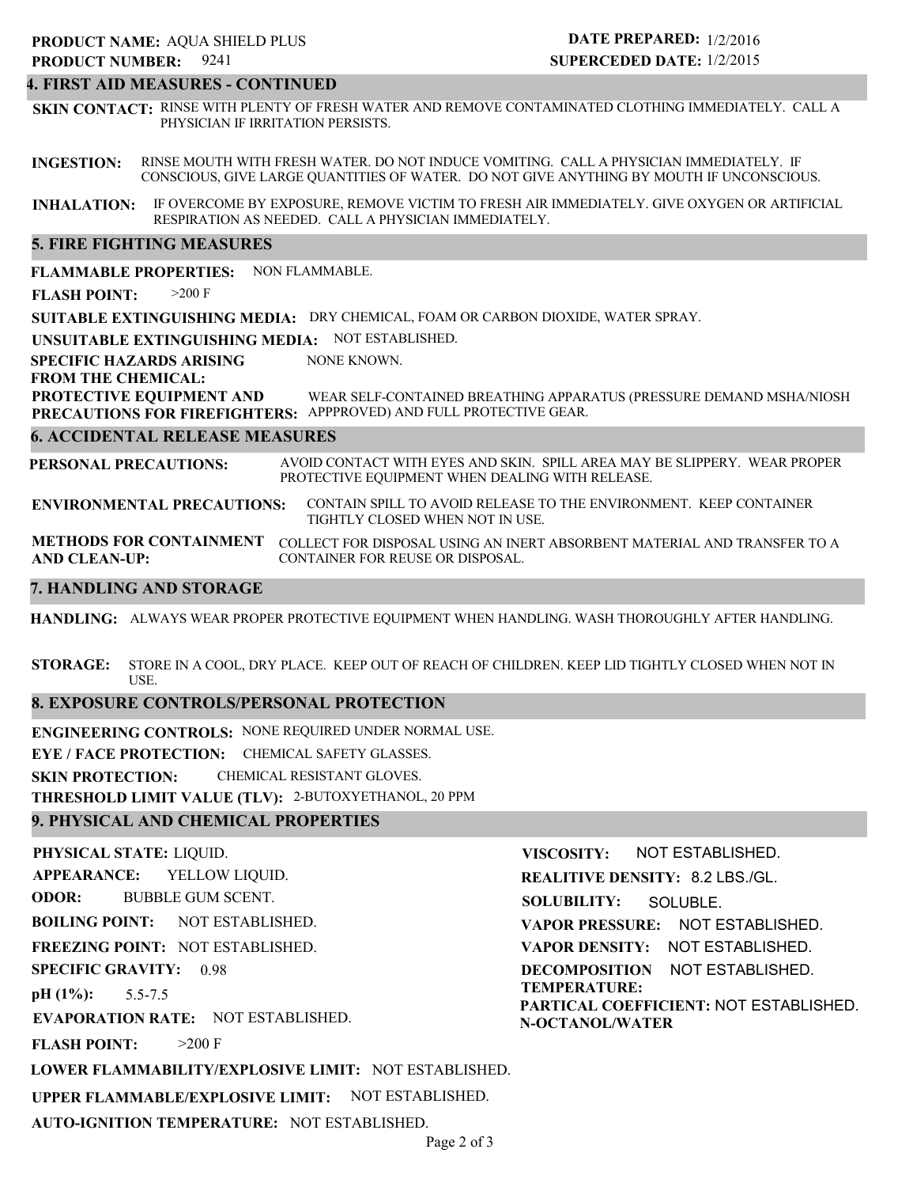**PRODUCT NAME:** AQUA SHIELD PLUS
**PRODUCT NUMBER:** 9241

**DATE PREPARED:** 1/2/2016
**SUPERCEDED DATE:** 1/2/2015

## 4. FIRST AID MEASURES - CONTINUED

**SKIN CONTACT:** RINSE WITH PLENTY OF FRESH WATER AND REMOVE CONTAMINATED CLOTHING IMMEDIATELY. CALL A PHYSICIAN IF IRRITATION PERSISTS.

**INGESTION:** RINSE MOUTH WITH FRESH WATER. DO NOT INDUCE VOMITING. CALL A PHYSICIAN IMMEDIATELY. IF CONSCIOUS, GIVE LARGE QUANTITIES OF WATER. DO NOT GIVE ANYTHING BY MOUTH IF UNCONSCIOUS.

**INHALATION:** IF OVERCOME BY EXPOSURE, REMOVE VICTIM TO FRESH AIR IMMEDIATELY. GIVE OXYGEN OR ARTIFICIAL RESPIRATION AS NEEDED. CALL A PHYSICIAN IMMEDIATELY.

## 5. FIRE FIGHTING MEASURES

**FLAMMABLE PROPERTIES:** NON FLAMMABLE.

**FLASH POINT:** >200 F

**SUITABLE EXTINGUISHING MEDIA:** DRY CHEMICAL, FOAM OR CARBON DIOXIDE, WATER SPRAY.

**UNSUITABLE EXTINGUISHING MEDIA:** NOT ESTABLISHED.

**SPECIFIC HAZARDS ARISING FROM THE CHEMICAL:** NONE KNOWN.

**PROTECTIVE EQUIPMENT AND PRECAUTIONS FOR FIREFIGHTERS:** WEAR SELF-CONTAINED BREATHING APPARATUS (PRESSURE DEMAND MSHA/NIOSH APPPROVED) AND FULL PROTECTIVE GEAR.

## 6. ACCIDENTAL RELEASE MEASURES

**PERSONAL PRECAUTIONS:** AVOID CONTACT WITH EYES AND SKIN. SPILL AREA MAY BE SLIPPERY. WEAR PROPER PROTECTIVE EQUIPMENT WHEN DEALING WITH RELEASE.

**ENVIRONMENTAL PRECAUTIONS:** CONTAIN SPILL TO AVOID RELEASE TO THE ENVIRONMENT. KEEP CONTAINER TIGHTLY CLOSED WHEN NOT IN USE.

**METHODS FOR CONTAINMENT AND CLEAN-UP:** COLLECT FOR DISPOSAL USING AN INERT ABSORBENT MATERIAL AND TRANSFER TO A CONTAINER FOR REUSE OR DISPOSAL.

## 7. HANDLING AND STORAGE

**HANDLING:** ALWAYS WEAR PROPER PROTECTIVE EQUIPMENT WHEN HANDLING. WASH THOROUGHLY AFTER HANDLING.

**STORAGE:** STORE IN A COOL, DRY PLACE. KEEP OUT OF REACH OF CHILDREN. KEEP LID TIGHTLY CLOSED WHEN NOT IN USE.

## 8. EXPOSURE CONTROLS/PERSONAL PROTECTION

**ENGINEERING CONTROLS:** NONE REQUIRED UNDER NORMAL USE.

**EYE / FACE PROTECTION:** CHEMICAL SAFETY GLASSES.

**SKIN PROTECTION:** CHEMICAL RESISTANT GLOVES.

**THRESHOLD LIMIT VALUE (TLV):** 2-BUTOXYETHANOL, 20 PPM

## 9. PHYSICAL AND CHEMICAL PROPERTIES

**PHYSICAL STATE:** LIQUID.

**APPEARANCE:** YELLOW LIQUID.

**ODOR:** BUBBLE GUM SCENT.

**BOILING POINT:** NOT ESTABLISHED.

**FREEZING POINT:** NOT ESTABLISHED.

**SPECIFIC GRAVITY:** 0.98

**pH (1%):** 5.5-7.5

**EVAPORATION RATE:** NOT ESTABLISHED.

**FLASH POINT:** >200 F

**LOWER FLAMMABILITY/EXPLOSIVE LIMIT:** NOT ESTABLISHED.

**UPPER FLAMMABLE/EXPLOSIVE LIMIT:** NOT ESTABLISHED.

**AUTO-IGNITION TEMPERATURE:** NOT ESTABLISHED.

**VISCOSITY:** NOT ESTABLISHED.

**REALITIVE DENSITY:** 8.2 LBS./GL.

**SOLUBILITY:** SOLUBLE.

**VAPOR PRESSURE:** NOT ESTABLISHED.

**VAPOR DENSITY:** NOT ESTABLISHED.

**DECOMPOSITION TEMPERATURE:** NOT ESTABLISHED.

**PARTICAL COEFFICIENT: N-OCTANOL/WATER** NOT ESTABLISHED.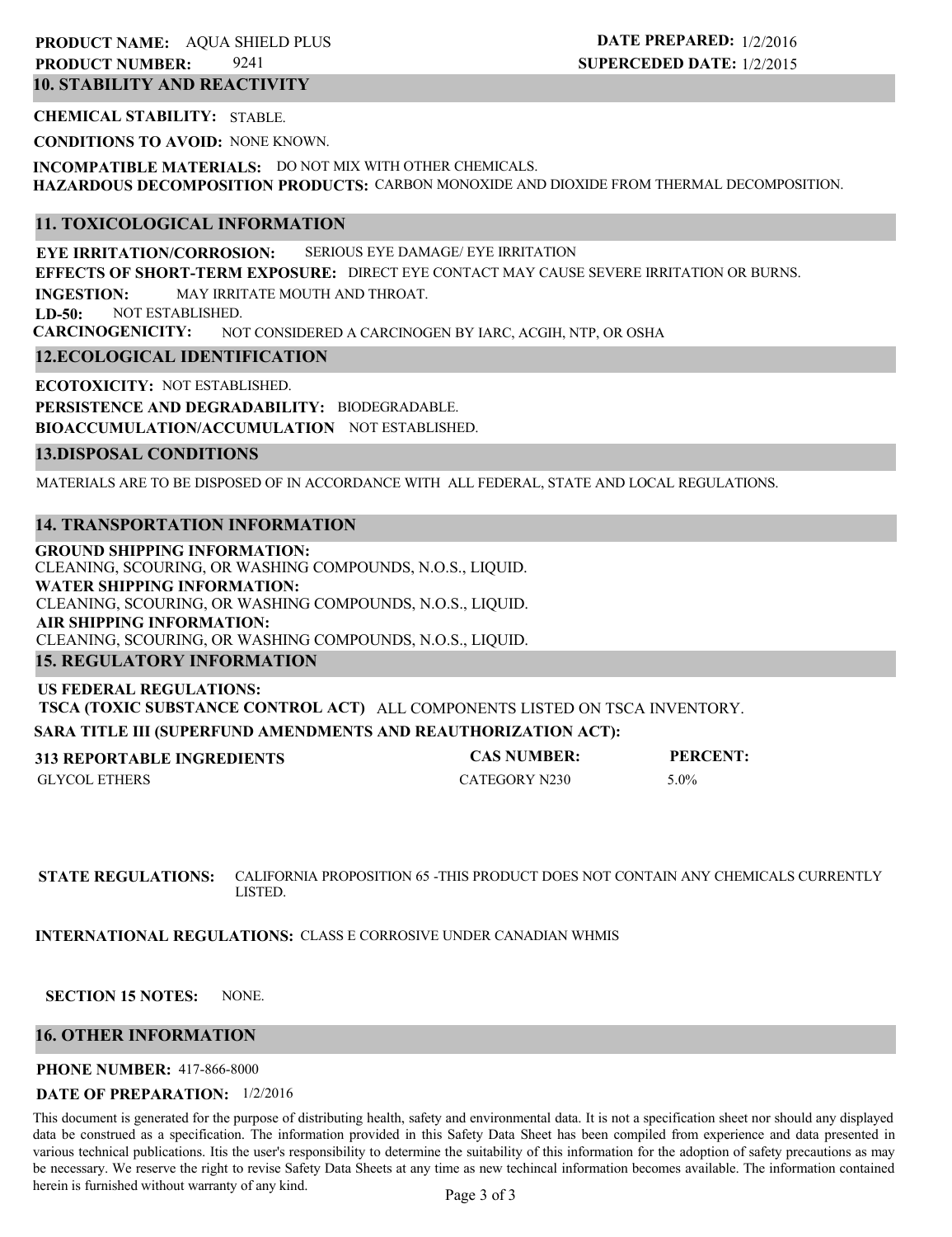**PRODUCT NAME:** AQUA SHIELD PLUS
**PRODUCT NUMBER:** 9241

**DATE PREPARED:** 1/2/2016
**SUPERCEDED DATE:** 1/2/2015

## 10. STABILITY AND REACTIVITY

**CHEMICAL STABILITY:** STABLE.

**CONDITIONS TO AVOID:** NONE KNOWN.

**INCOMPATIBLE MATERIALS:** DO NOT MIX WITH OTHER CHEMICALS.

**HAZARDOUS DECOMPOSITION PRODUCTS:** CARBON MONOXIDE AND DIOXIDE FROM THERMAL DECOMPOSITION.

## 11. TOXICOLOGICAL INFORMATION

**EYE IRRITATION/CORROSION:** SERIOUS EYE DAMAGE/ EYE IRRITATION

**EFFECTS OF SHORT-TERM EXPOSURE:** DIRECT EYE CONTACT MAY CAUSE SEVERE IRRITATION OR BURNS.

**INGESTION:** MAY IRRITATE MOUTH AND THROAT.

**LD-50:** NOT ESTABLISHED.

**CARCINOGENICITY:** NOT CONSIDERED A CARCINOGEN BY IARC, ACGIH, NTP, OR OSHA

## 12.ECOLOGICAL IDENTIFICATION

**ECOTOXICITY:** NOT ESTABLISHED.

**PERSISTENCE AND DEGRADABILITY:** BIODEGRADABLE.

**BIOACCUMULATION/ACCUMULATION** NOT ESTABLISHED.

## 13.DISPOSAL CONDITIONS

MATERIALS ARE TO BE DISPOSED OF IN ACCORDANCE WITH ALL FEDERAL, STATE AND LOCAL REGULATIONS.

## 14. TRANSPORTATION INFORMATION

**GROUND SHIPPING INFORMATION:**
CLEANING, SCOURING, OR WASHING COMPOUNDS, N.O.S., LIQUID.

**WATER SHIPPING INFORMATION:**
CLEANING, SCOURING, OR WASHING COMPOUNDS, N.O.S., LIQUID.

**AIR SHIPPING INFORMATION:**
CLEANING, SCOURING, OR WASHING COMPOUNDS, N.O.S., LIQUID.

## 15. REGULATORY INFORMATION

**US FEDERAL REGULATIONS:**

**TSCA (TOXIC SUBSTANCE CONTROL ACT)** ALL COMPONENTS LISTED ON TSCA INVENTORY.

**SARA TITLE III (SUPERFUND AMENDMENTS AND REAUTHORIZATION ACT):**

| 313 REPORTABLE INGREDIENTS | CAS NUMBER: | PERCENT: |
|---|---|---|
| GLYCOL ETHERS | CATEGORY N230 | 5.0% |

**STATE REGULATIONS:** CALIFORNIA PROPOSITION 65 -THIS PRODUCT DOES NOT CONTAIN ANY CHEMICALS CURRENTLY LISTED.

**INTERNATIONAL REGULATIONS:** CLASS E CORROSIVE UNDER CANADIAN WHMIS

**SECTION 15 NOTES:** NONE.

## 16. OTHER INFORMATION

**PHONE NUMBER:** 417-866-8000

**DATE OF PREPARATION:** 1/2/2016

This document is generated for the purpose of distributing health, safety and environmental data. It is not a specification sheet nor should any displayed data be construed as a specification. The information provided in this Safety Data Sheet has been compiled from experience and data presented in various technical publications. Itis the user's responsibility to determine the suitability of this information for the adoption of safety precautions as may be necessary. We reserve the right to revise Safety Data Sheets at any time as new techincal information becomes available. The information contained herein is furnished without warranty of any kind.